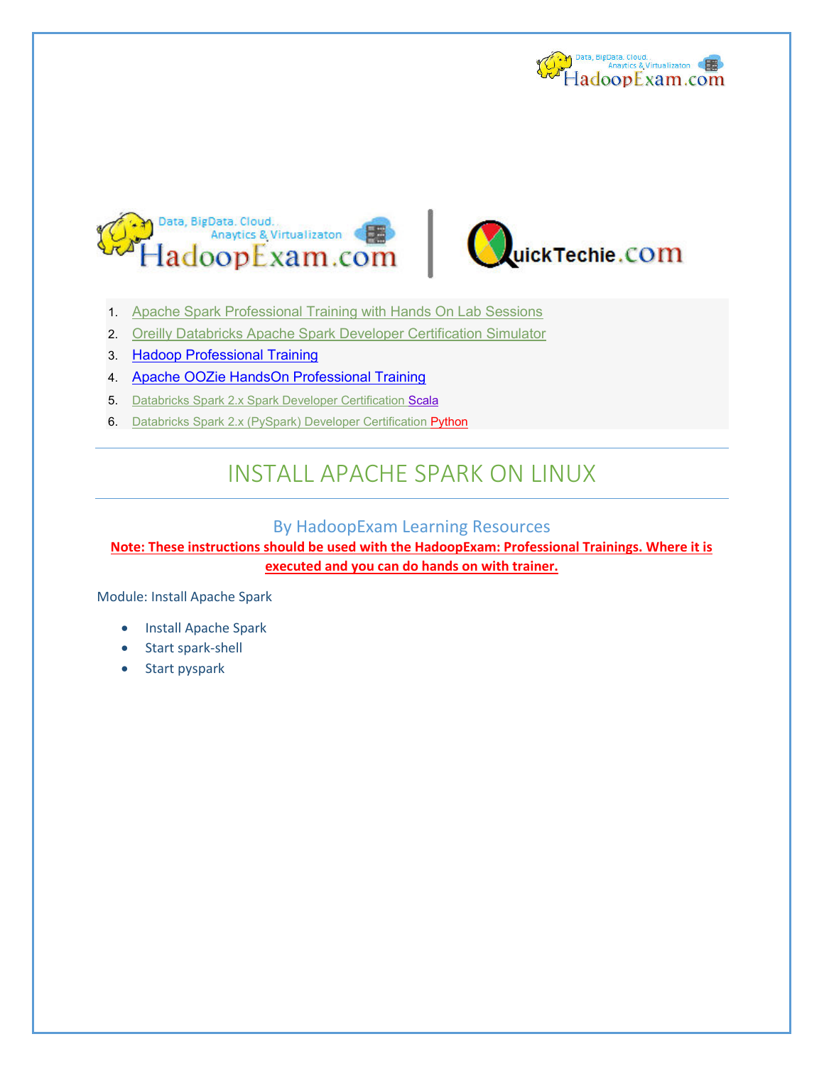1. Apache Spark Professional Training with Hands On Lab Sessions
2. Oreilly Databricks Apache Spark Developer Certification Simulator
3. Hadoop Professional Training
4. Apache OOZie HandsOn Professional Training
5. Databricks Spark 2.x Spark Developer Certification Scala
6. Databricks Spark 2.x (PySpark) Developer Certification Python

# INSTALL APACHE SPARK ON LINUX

## By HadoopExam Learning Resources

**Note: These instructions should be used with the HadoopExam: Professional Trainings. Where it is executed and you can do hands on with trainer.**

Module: Install Apache Spark

- Install Apache Spark
- Start spark-shell
- Start pyspark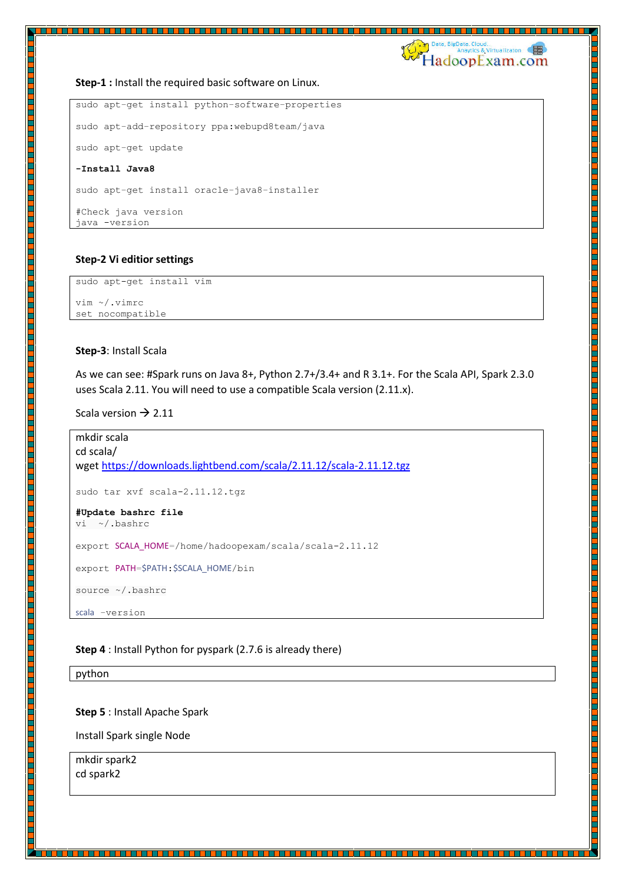**Step-1 :** Install the required basic software on Linux.

```
sudo apt-get install python-software-properties

sudo apt-add-repository ppa:webupd8team/java

sudo apt-get update

-Install Java8

sudo apt-get install oracle-java8-installer

#Check java version
java -version
```

**Step-2 Vi editior settings**

```
sudo apt-get install vim

vim ~/.vimrc
set nocompatible
```

**Step-3**: Install Scala

As we can see: #Spark runs on Java 8+, Python 2.7+/3.4+ and R 3.1+. For the Scala API, Spark 2.3.0 uses Scala 2.11. You will need to use a compatible Scala version (2.11.x).

Scala version → 2.11

```
mkdir scala
cd scala/
wget https://downloads.lightbend.com/scala/2.11.12/scala-2.11.12.tgz

sudo tar xvf scala-2.11.12.tgz

#Update bashrc file
vi  ~/.bashrc

export SCALA_HOME=/home/hadoopexam/scala/scala-2.11.12

export PATH=$PATH:$SCALA_HOME/bin

source ~/.bashrc

scala -version
```

**Step 4** : Install Python for pyspark (2.7.6 is already there)

```
python
```

**Step 5** : Install Apache Spark

Install Spark single Node

```
mkdir spark2
cd spark2
```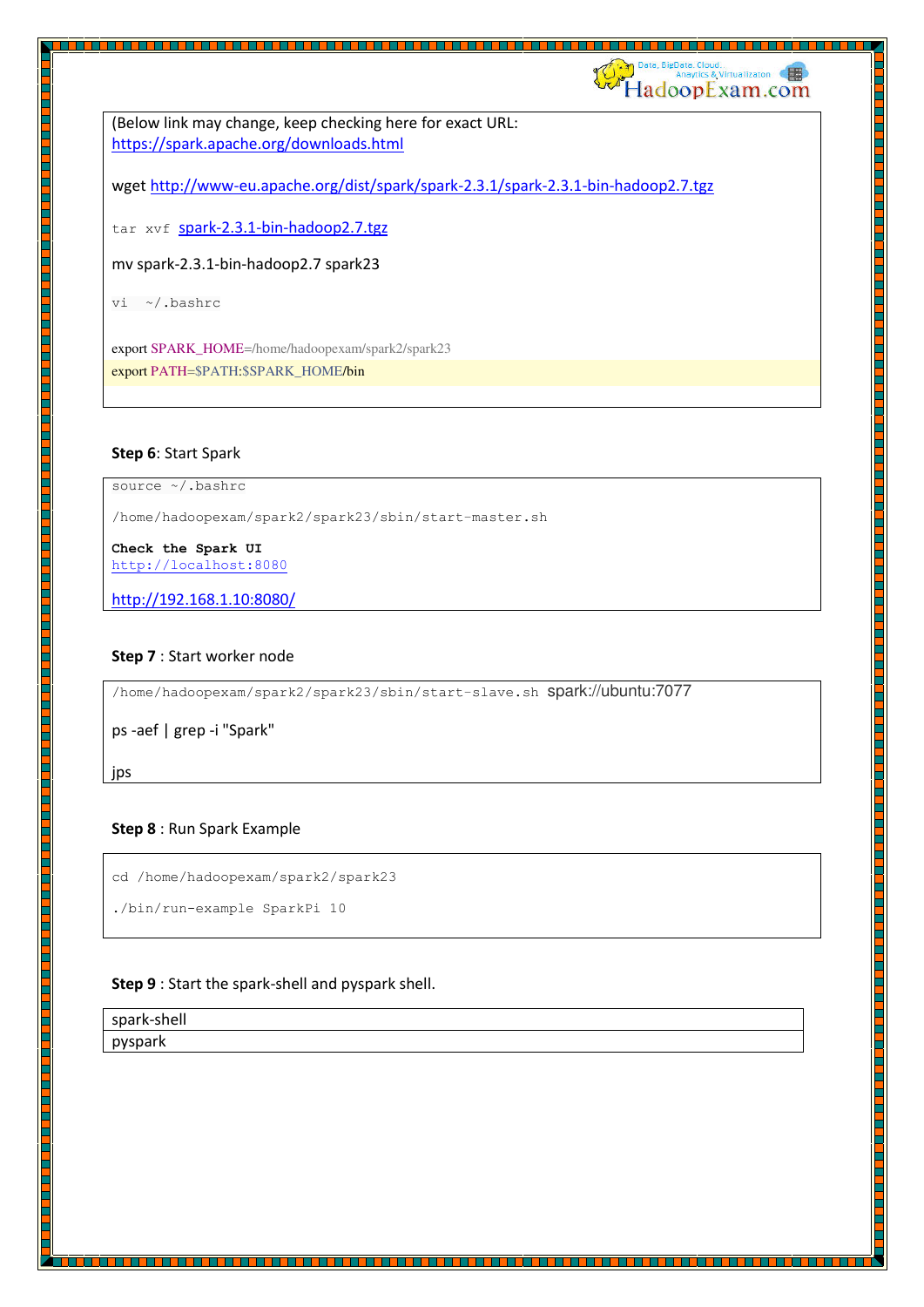```
(Below link may change, keep checking here for exact URL:
https://spark.apache.org/downloads.html

wget http://www-eu.apache.org/dist/spark/spark-2.3.1/spark-2.3.1-bin-hadoop2.7.tgz

tar xvf spark-2.3.1-bin-hadoop2.7.tgz

mv spark-2.3.1-bin-hadoop2.7 spark23

vi  ~/.bashrc

export SPARK_HOME=/home/hadoopexam/spark2/spark23
export PATH=$PATH:$SPARK_HOME/bin
```

**Step 6**: Start Spark

```
source ~/.bashrc

/home/hadoopexam/spark2/spark23/sbin/start-master.sh

Check the Spark UI
http://localhost:8080

http://192.168.1.10:8080/
```

**Step 7** : Start worker node

```
/home/hadoopexam/spark2/spark23/sbin/start-slave.sh spark://ubuntu:7077

ps -aef | grep -i "Spark"

jps
```

**Step 8** : Run Spark Example

```
cd /home/hadoopexam/spark2/spark23

./bin/run-example SparkPi 10
```

**Step 9** : Start the spark-shell and pyspark shell.

```
spark-shell
pyspark
```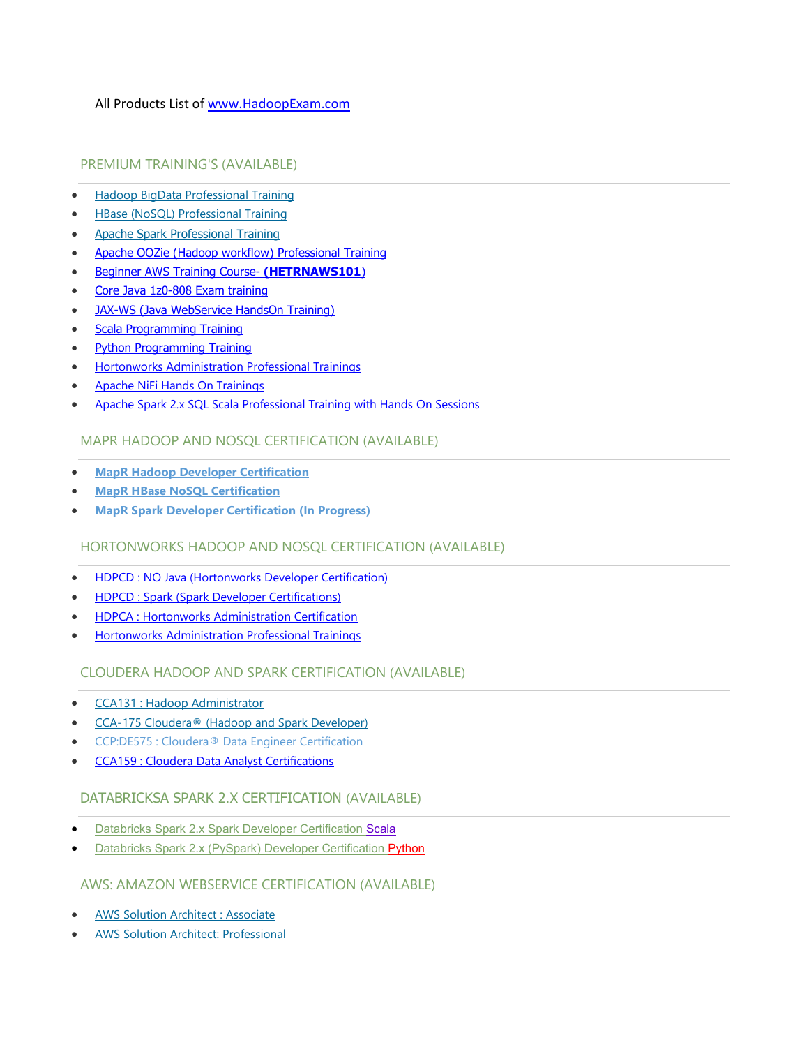All Products List of www.HadoopExam.com

## PREMIUM TRAINING'S (AVAILABLE)

- Hadoop BigData Professional Training
- HBase (NoSQL) Professional Training
- Apache Spark Professional Training
- Apache OOZie (Hadoop workflow) Professional Training
- Beginner AWS Training Course- **(HETRNAWS101)**
- Core Java 1z0-808 Exam training
- JAX-WS (Java WebService HandsOn Training)
- Scala Programming Training
- Python Programming Training
- Hortonworks Administration Professional Trainings
- Apache NiFi Hands On Trainings
- Apache Spark 2.x SQL Scala Professional Training with Hands On Sessions

## MAPR HADOOP AND NOSQL CERTIFICATION (AVAILABLE)

- **MapR Hadoop Developer Certification**
- **MapR HBase NoSQL Certification**
- **MapR Spark Developer Certification (In Progress)**

## HORTONWORKS HADOOP AND NOSQL CERTIFICATION (AVAILABLE)

- HDPCD : NO Java (Hortonworks Developer Certification)
- HDPCD : Spark (Spark Developer Certifications)
- HDPCA : Hortonworks Administration Certification
- Hortonworks Administration Professional Trainings

## CLOUDERA HADOOP AND SPARK CERTIFICATION (AVAILABLE)

- CCA131 : Hadoop Administrator
- CCA-175 Cloudera® (Hadoop and Spark Developer)
- CCP:DE575 : Cloudera® Data Engineer Certification
- CCA159 : Cloudera Data Analyst Certifications

## DATABRICKSA SPARK 2.X CERTIFICATION (AVAILABLE)

- Databricks Spark 2.x Spark Developer Certification Scala
- Databricks Spark 2.x (PySpark) Developer Certification Python

## AWS: AMAZON WEBSERVICE CERTIFICATION (AVAILABLE)

- AWS Solution Architect : Associate
- AWS Solution Architect: Professional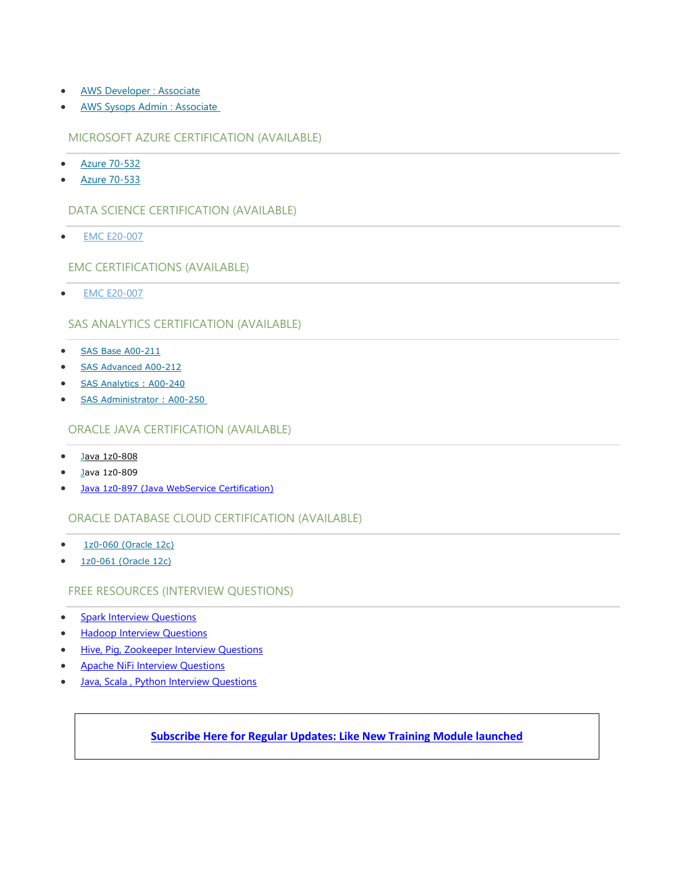- AWS Developer : Associate
- AWS Sysops Admin : Associate

## MICROSOFT AZURE CERTIFICATION (AVAILABLE)

- Azure 70-532
- Azure 70-533

## DATA SCIENCE CERTIFICATION (AVAILABLE)

- EMC E20-007

## EMC CERTIFICATIONS (AVAILABLE)

- EMC E20-007

## SAS ANALYTICS CERTIFICATION (AVAILABLE)

- SAS Base A00-211
- SAS Advanced A00-212
- SAS Analytics : A00-240
- SAS Administrator : A00-250

## ORACLE JAVA CERTIFICATION (AVAILABLE)

- Java 1z0-808
- Java 1z0-809
- Java 1z0-897 (Java WebService Certification)

## ORACLE DATABASE CLOUD CERTIFICATION (AVAILABLE)

- 1z0-060 (Oracle 12c)
- 1z0-061 (Oracle 12c)

## FREE RESOURCES (INTERVIEW QUESTIONS)

- Spark Interview Questions
- Hadoop Interview Questions
- Hive, Pig, Zookeeper Interview Questions
- Apache NiFi Interview Questions
- Java, Scala , Python Interview Questions

**Subscribe Here for Regular Updates: Like New Training Module launched**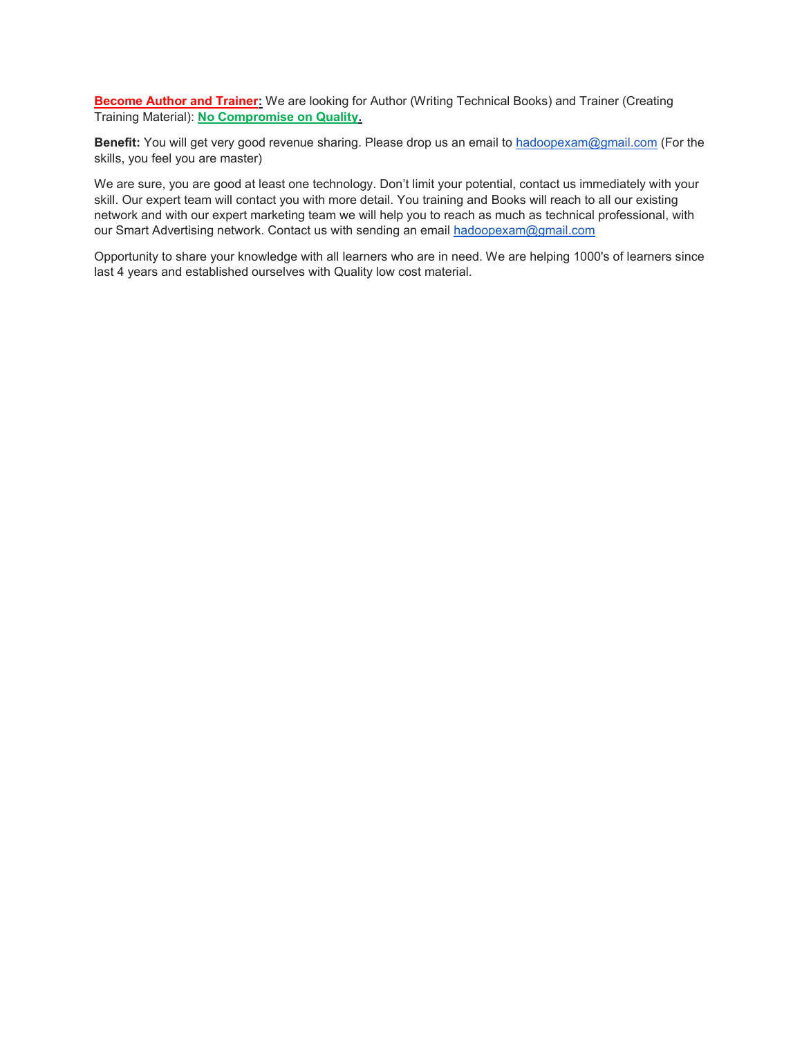**Become Author and Trainer:** We are looking for Author (Writing Technical Books) and Trainer (Creating Training Material): **No Compromise on Quality.**

**Benefit:** You will get very good revenue sharing. Please drop us an email to hadoopexam@gmail.com (For the skills, you feel you are master)

We are sure, you are good at least one technology. Don't limit your potential, contact us immediately with your skill. Our expert team will contact you with more detail. You training and Books will reach to all our existing network and with our expert marketing team we will help you to reach as much as technical professional, with our Smart Advertising network. Contact us with sending an email hadoopexam@gmail.com

Opportunity to share your knowledge with all learners who are in need. We are helping 1000's of learners since last 4 years and established ourselves with Quality low cost material.